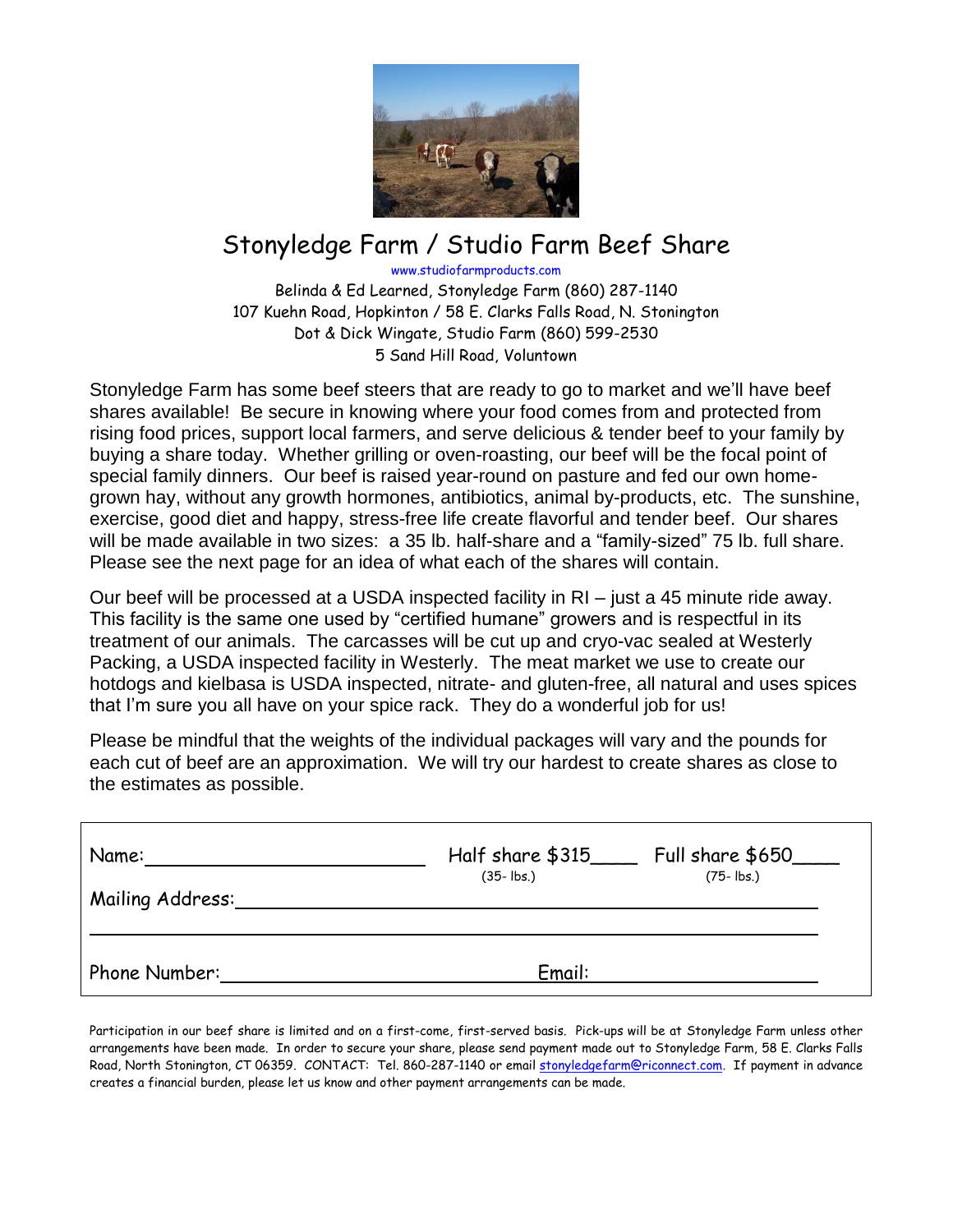# Stonyledge Farm / Studio Farm Beef Share

www.studiofarmproducts.com

Belinda & Ed Learned, Stonyledge Farm (860) 287-1140
107 Kuehn Road, Hopkinton / 58 E. Clarks Falls Road, N. Stonington
Dot & Dick Wingate, Studio Farm (860) 599-2530
5 Sand Hill Road, Voluntown

Stonyledge Farm has some beef steers that are ready to go to market and we'll have beef shares available! Be secure in knowing where your food comes from and protected from rising food prices, support local farmers, and serve delicious & tender beef to your family by buying a share today. Whether grilling or oven-roasting, our beef will be the focal point of special family dinners. Our beef is raised year-round on pasture and fed our own home-grown hay, without any growth hormones, antibiotics, animal by-products, etc. The sunshine, exercise, good diet and happy, stress-free life create flavorful and tender beef. Our shares will be made available in two sizes: a 35 lb. half-share and a "family-sized" 75 lb. full share. Please see the next page for an idea of what each of the shares will contain.

Our beef will be processed at a USDA inspected facility in RI – just a 45 minute ride away. This facility is the same one used by "certified humane" growers and is respectful in its treatment of our animals. The carcasses will be cut up and cryo-vac sealed at Westerly Packing, a USDA inspected facility in Westerly. The meat market we use to create our hotdogs and kielbasa is USDA inspected, nitrate- and gluten-free, all natural and uses spices that I'm sure you all have on your spice rack. They do a wonderful job for us!

Please be mindful that the weights of the individual packages will vary and the pounds for each cut of beef are an approximation. We will try our hardest to create shares as close to the estimates as possible.

Name: ______________________ Half share $315____ (35- lbs.) Full share $650____ (75- lbs.)

Mailing Address: ______________________________________________

______________________________________________

Phone Number: ______________________ Email: ______________________

Participation in our beef share is limited and on a first-come, first-served basis. Pick-ups will be at Stonyledge Farm unless other arrangements have been made. In order to secure your share, please send payment made out to Stonyledge Farm, 58 E. Clarks Falls Road, North Stonington, CT 06359. CONTACT: Tel. 860-287-1140 or email stonyledgefarm@riconnect.com. If payment in advance creates a financial burden, please let us know and other payment arrangements can be made.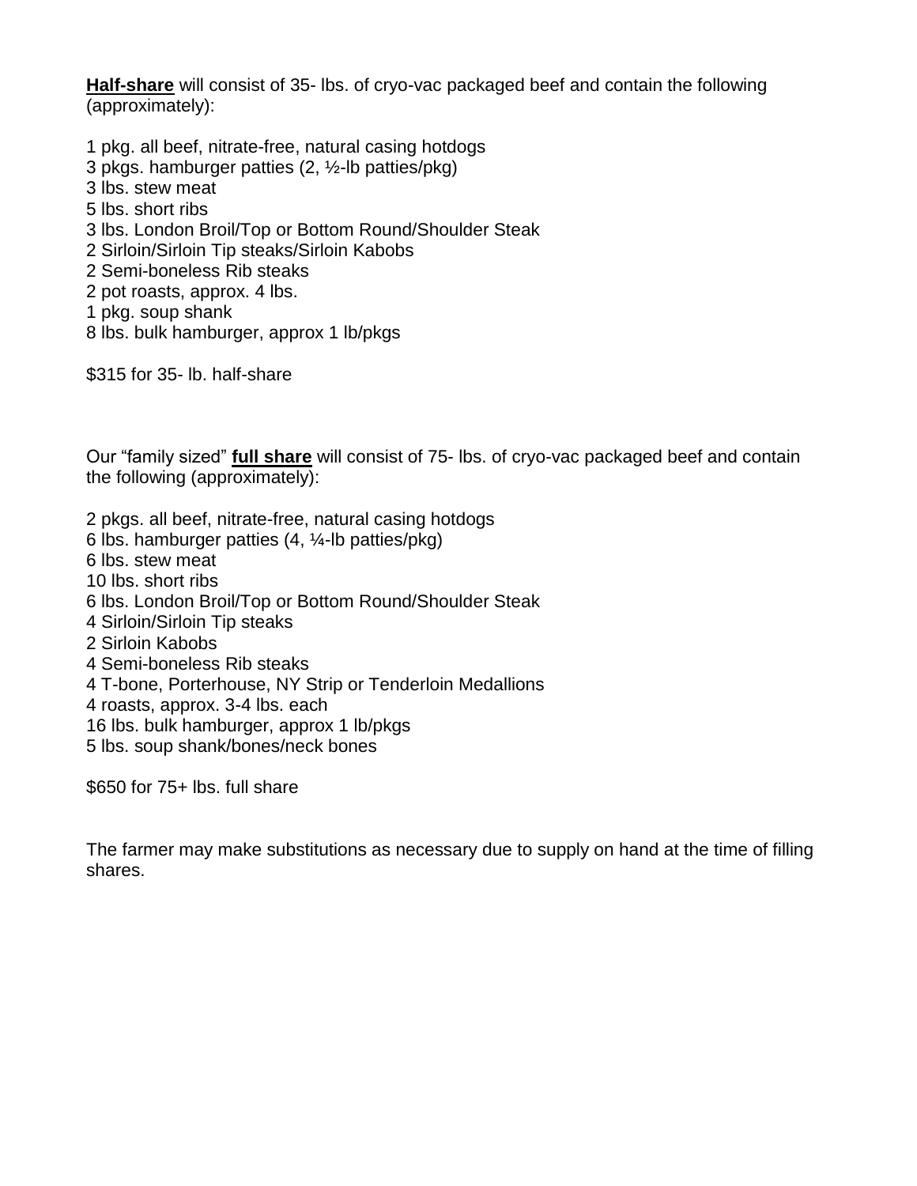**Half-share** will consist of 35- lbs. of cryo-vac packaged beef and contain the following (approximately):

1 pkg. all beef, nitrate-free, natural casing hotdogs
3 pkgs. hamburger patties (2, ½-lb patties/pkg)
3 lbs. stew meat
5 lbs. short ribs
3 lbs. London Broil/Top or Bottom Round/Shoulder Steak
2 Sirloin/Sirloin Tip steaks/Sirloin Kabobs
2 Semi-boneless Rib steaks
2 pot roasts, approx. 4 lbs.
1 pkg. soup shank
8 lbs. bulk hamburger, approx 1 lb/pkgs

$315 for 35- lb. half-share

Our "family sized" **full share** will consist of 75- lbs. of cryo-vac packaged beef and contain the following (approximately):

2 pkgs. all beef, nitrate-free, natural casing hotdogs
6 lbs. hamburger patties (4, ¼-lb patties/pkg)
6 lbs. stew meat
10 lbs. short ribs
6 lbs. London Broil/Top or Bottom Round/Shoulder Steak
4 Sirloin/Sirloin Tip steaks
2 Sirloin Kabobs
4 Semi-boneless Rib steaks
4 T-bone, Porterhouse, NY Strip or Tenderloin Medallions
4 roasts, approx. 3-4 lbs. each
16 lbs. bulk hamburger, approx 1 lb/pkgs
5 lbs. soup shank/bones/neck bones

$650 for 75+ lbs. full share

The farmer may make substitutions as necessary due to supply on hand at the time of filling shares.